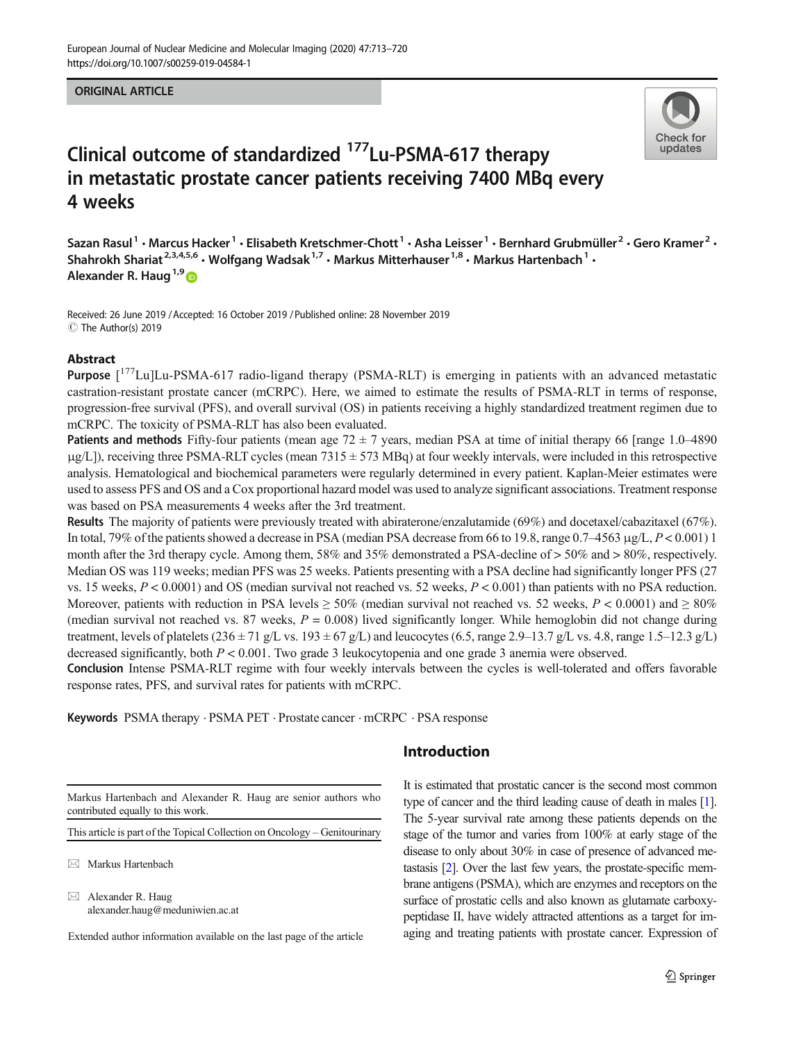ORIGINAL ARTICLE

# Clinical outcome of standardized $^{177}$Lu-PSMA-617 therapy in metastatic prostate cancer patients receiving 7400 MBq every 4 weeks

Sazan Rasul[1] · Marcus Hacker[1] · Elisabeth Kretschmer-Chott[1] · Asha Leisser[1] · Bernhard Grubmüller[2] · Gero Kramer[2] · Shahrokh Shariat[2,3,4,5,6] · Wolfgang Wadsak[1,7] · Markus Mitterhauser[1,8] · Markus Hartenbach[1] · Alexander R. Haug[1,9]

Received: 26 June 2019 / Accepted: 16 October 2019 / Published online: 28 November 2019
© The Author(s) 2019

## Abstract

**Purpose** [$^{177}$Lu]Lu-PSMA-617 radio-ligand therapy (PSMA-RLT) is emerging in patients with an advanced metastatic castration-resistant prostate cancer (mCRPC). Here, we aimed to estimate the results of PSMA-RLT in terms of response, progression-free survival (PFS), and overall survival (OS) in patients receiving a highly standardized treatment regimen due to mCRPC. The toxicity of PSMA-RLT has also been evaluated.

**Patients and methods** Fifty-four patients (mean age 72 ± 7 years, median PSA at time of initial therapy 66 [range 1.0–4890 μg/L]), receiving three PSMA-RLT cycles (mean 7315 ± 573 MBq) at four weekly intervals, were included in this retrospective analysis. Hematological and biochemical parameters were regularly determined in every patient. Kaplan-Meier estimates were used to assess PFS and OS and a Cox proportional hazard model was used to analyze significant associations. Treatment response was based on PSA measurements 4 weeks after the 3rd treatment.

**Results** The majority of patients were previously treated with abiraterone/enzalutamide (69%) and docetaxel/cabazitaxel (67%). In total, 79% of the patients showed a decrease in PSA (median PSA decrease from 66 to 19.8, range 0.7–4563 μg/L, $P < 0.001$) 1 month after the 3rd therapy cycle. Among them, 58% and 35% demonstrated a PSA-decline of > 50% and > 80%, respectively. Median OS was 119 weeks; median PFS was 25 weeks. Patients presenting with a PSA decline had significantly longer PFS (27 vs. 15 weeks, $P < 0.0001$) and OS (median survival not reached vs. 52 weeks, $P < 0.001$) than patients with no PSA reduction. Moreover, patients with reduction in PSA levels ≥ 50% (median survival not reached vs. 52 weeks, $P < 0.0001$) and ≥ 80% (median survival not reached vs. 87 weeks, $P = 0.008$) lived significantly longer. While hemoglobin did not change during treatment, levels of platelets (236 ± 71 g/L vs. 193 ± 67 g/L) and leucocytes (6.5, range 2.9–13.7 g/L vs. 4.8, range 1.5–12.3 g/L) decreased significantly, both $P < 0.001$. Two grade 3 leukocytopenia and one grade 3 anemia were observed.

**Conclusion** Intense PSMA-RLT regime with four weekly intervals between the cycles is well-tolerated and offers favorable response rates, PFS, and survival rates for patients with mCRPC.

**Keywords** PSMA therapy · PSMA PET · Prostate cancer · mCRPC · PSA response

Markus Hartenbach and Alexander R. Haug are senior authors who contributed equally to this work.

This article is part of the Topical Collection on Oncology – Genitourinary

✉ Markus Hartenbach

✉ Alexander R. Haug
alexander.haug@meduniwien.ac.at

Extended author information available on the last page of the article

## Introduction

It is estimated that prostatic cancer is the second most common type of cancer and the third leading cause of death in males [1]. The 5-year survival rate among these patients depends on the stage of the tumor and varies from 100% at early stage of the disease to only about 30% in case of presence of advanced metastasis [2]. Over the last few years, the prostate-specific membrane antigens (PSMA), which are enzymes and receptors on the surface of prostatic cells and also known as glutamate carboxypeptidase II, have widely attracted attentions as a target for imaging and treating patients with prostate cancer. Expression of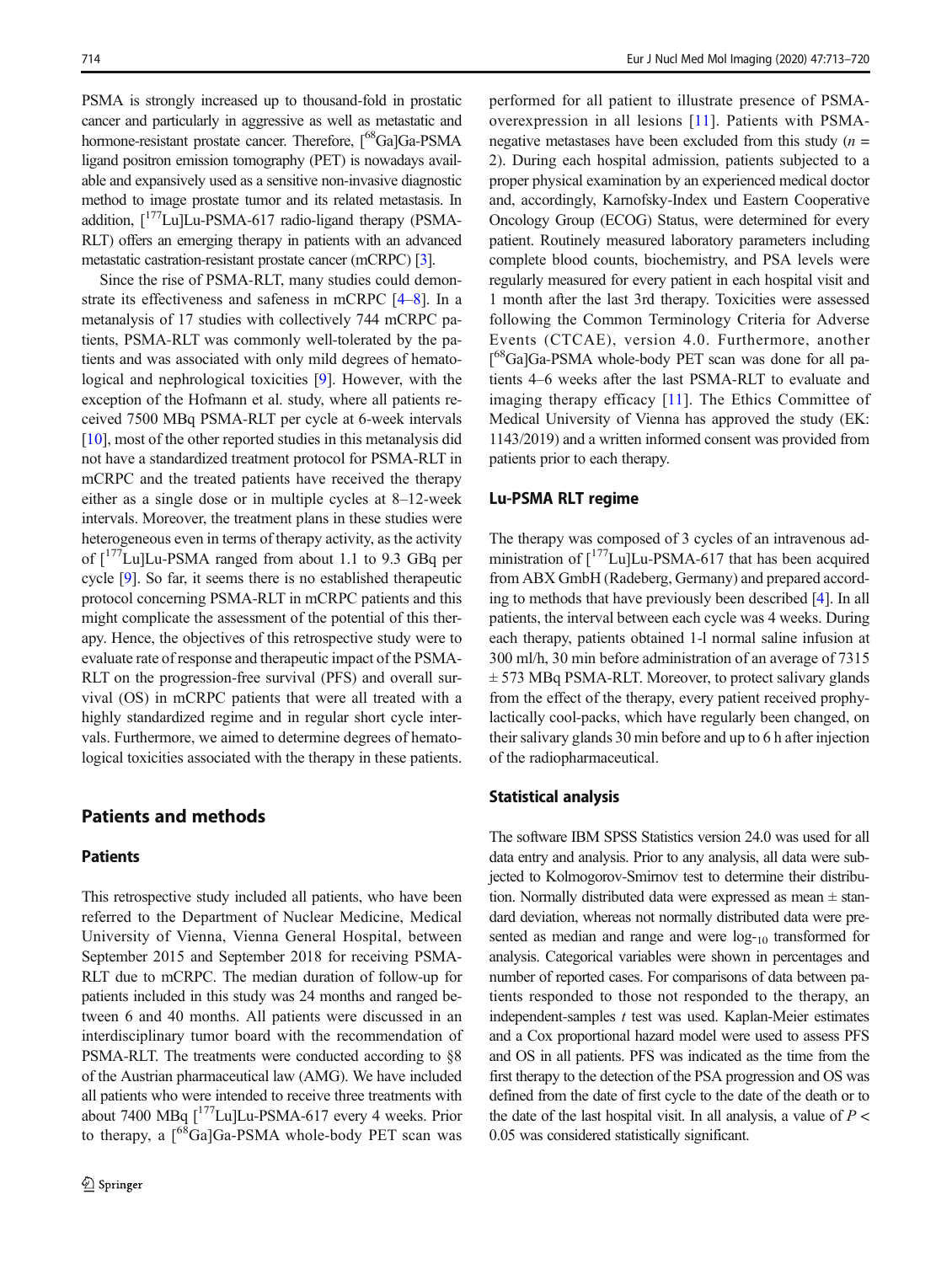PSMA is strongly increased up to thousand-fold in prostatic cancer and particularly in aggressive as well as metastatic and hormone-resistant prostate cancer. Therefore, [$^{68}$Ga]Ga-PSMA ligand positron emission tomography (PET) is nowadays available and expansively used as a sensitive non-invasive diagnostic method to image prostate tumor and its related metastasis. In addition, [$^{177}$Lu]Lu-PSMA-617 radio-ligand therapy (PSMA-RLT) offers an emerging therapy in patients with an advanced metastatic castration-resistant prostate cancer (mCRPC) [3].

Since the rise of PSMA-RLT, many studies could demonstrate its effectiveness and safeness in mCRPC [4–8]. In a metanalysis of 17 studies with collectively 744 mCRPC patients, PSMA-RLT was commonly well-tolerated by the patients and was associated with only mild degrees of hematological and nephrological toxicities [9]. However, with the exception of the Hofmann et al. study, where all patients received 7500 MBq PSMA-RLT per cycle at 6-week intervals [10], most of the other reported studies in this metanalysis did not have a standardized treatment protocol for PSMA-RLT in mCRPC and the treated patients have received the therapy either as a single dose or in multiple cycles at 8–12-week intervals. Moreover, the treatment plans in these studies were heterogeneous even in terms of therapy activity, as the activity of [$^{177}$Lu]Lu-PSMA ranged from about 1.1 to 9.3 GBq per cycle [9]. So far, it seems there is no established therapeutic protocol concerning PSMA-RLT in mCRPC patients and this might complicate the assessment of the potential of this therapy. Hence, the objectives of this retrospective study were to evaluate rate of response and therapeutic impact of the PSMA-RLT on the progression-free survival (PFS) and overall survival (OS) in mCRPC patients that were all treated with a highly standardized regime and in regular short cycle intervals. Furthermore, we aimed to determine degrees of hematological toxicities associated with the therapy in these patients.

## Patients and methods

### Patients

This retrospective study included all patients, who have been referred to the Department of Nuclear Medicine, Medical University of Vienna, Vienna General Hospital, between September 2015 and September 2018 for receiving PSMA-RLT due to mCRPC. The median duration of follow-up for patients included in this study was 24 months and ranged between 6 and 40 months. All patients were discussed in an interdisciplinary tumor board with the recommendation of PSMA-RLT. The treatments were conducted according to §8 of the Austrian pharmaceutical law (AMG). We have included all patients who were intended to receive three treatments with about 7400 MBq [$^{177}$Lu]Lu-PSMA-617 every 4 weeks. Prior to therapy, a [$^{68}$Ga]Ga-PSMA whole-body PET scan was performed for all patient to illustrate presence of PSMA-overexpression in all lesions [11]. Patients with PSMA-negative metastases have been excluded from this study ($n$ = 2). During each hospital admission, patients subjected to a proper physical examination by an experienced medical doctor and, accordingly, Karnofsky-Index und Eastern Cooperative Oncology Group (ECOG) Status, were determined for every patient. Routinely measured laboratory parameters including complete blood counts, biochemistry, and PSA levels were regularly measured for every patient in each hospital visit and 1 month after the last 3rd therapy. Toxicities were assessed following the Common Terminology Criteria for Adverse Events (CTCAE), version 4.0. Furthermore, another [$^{68}$Ga]Ga-PSMA whole-body PET scan was done for all patients 4–6 weeks after the last PSMA-RLT to evaluate and imaging therapy efficacy [11]. The Ethics Committee of Medical University of Vienna has approved the study (EK: 1143/2019) and a written informed consent was provided from patients prior to each therapy.

### Lu-PSMA RLT regime

The therapy was composed of 3 cycles of an intravenous administration of [$^{177}$Lu]Lu-PSMA-617 that has been acquired from ABX GmbH (Radeberg, Germany) and prepared according to methods that have previously been described [4]. In all patients, the interval between each cycle was 4 weeks. During each therapy, patients obtained 1-l normal saline infusion at 300 ml/h, 30 min before administration of an average of 7315 ± 573 MBq PSMA-RLT. Moreover, to protect salivary glands from the effect of the therapy, every patient received prophylactically cool-packs, which have regularly been changed, on their salivary glands 30 min before and up to 6 h after injection of the radiopharmaceutical.

### Statistical analysis

The software IBM SPSS Statistics version 24.0 was used for all data entry and analysis. Prior to any analysis, all data were subjected to Kolmogorov-Smirnov test to determine their distribution. Normally distributed data were expressed as mean ± standard deviation, whereas not normally distributed data were presented as median and range and were $\log_{10}$ transformed for analysis. Categorical variables were shown in percentages and number of reported cases. For comparisons of data between patients responded to those not responded to the therapy, an independent-samples $t$ test was used. Kaplan-Meier estimates and a Cox proportional hazard model were used to assess PFS and OS in all patients. PFS was indicated as the time from the first therapy to the detection of the PSA progression and OS was defined from the date of first cycle to the date of the death or to the date of the last hospital visit. In all analysis, a value of $P < 0.05$ was considered statistically significant.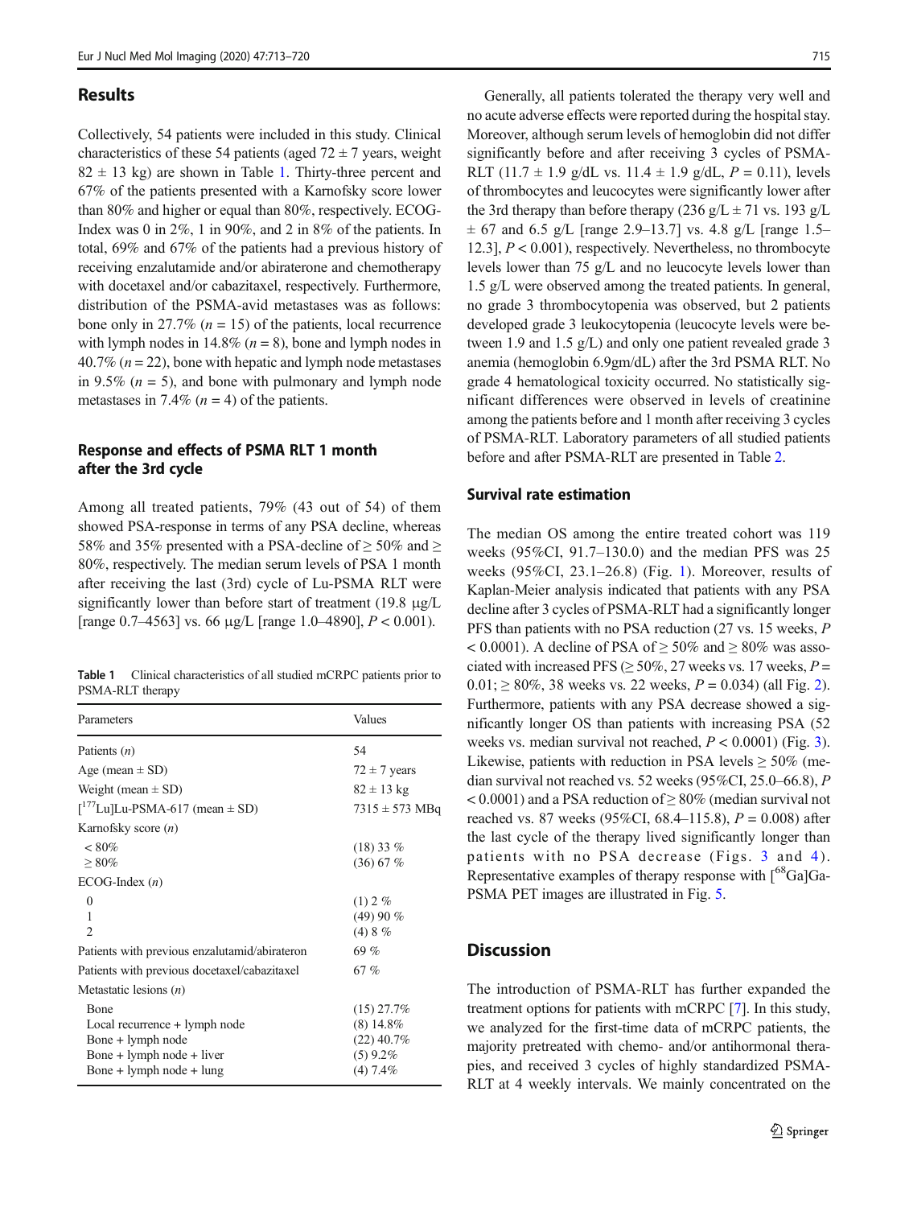## Results

Collectively, 54 patients were included in this study. Clinical characteristics of these 54 patients (aged 72 ± 7 years, weight 82 ± 13 kg) are shown in Table 1. Thirty-three percent and 67% of the patients presented with a Karnofsky score lower than 80% and higher or equal than 80%, respectively. ECOG-Index was 0 in 2%, 1 in 90%, and 2 in 8% of the patients. In total, 69% and 67% of the patients had a previous history of receiving enzalutamide and/or abiraterone and chemotherapy with docetaxel and/or cabazitaxel, respectively. Furthermore, distribution of the PSMA-avid metastases was as follows: bone only in 27.7% ($n$ = 15) of the patients, local recurrence with lymph nodes in 14.8% ($n$ = 8), bone and lymph nodes in 40.7% ($n$ = 22), bone with hepatic and lymph node metastases in 9.5% ($n$ = 5), and bone with pulmonary and lymph node metastases in 7.4% ($n$ = 4) of the patients.

### Response and effects of PSMA RLT 1 month after the 3rd cycle

Among all treated patients, 79% (43 out of 54) of them showed PSA-response in terms of any PSA decline, whereas 58% and 35% presented with a PSA-decline of ≥ 50% and ≥ 80%, respectively. The median serum levels of PSA 1 month after receiving the last (3rd) cycle of Lu-PSMA RLT were significantly lower than before start of treatment (19.8 μg/L [range 0.7–4563] vs. 66 μg/L [range 1.0–4890], $P < 0.001$).

**Table 1** Clinical characteristics of all studied mCRPC patients prior to PSMA-RLT therapy

| Parameters | Values |
|---|---|
| Patients ($n$) | 54 |
| Age (mean ± SD) | 72 ± 7 years |
| Weight (mean ± SD) | 82 ± 13 kg |
| [$^{177}$Lu]Lu-PSMA-617 (mean ± SD) | 7315 ± 573 MBq |
| Karnofsky score ($n$) | |
| < 80% | (18) 33 % |
| ≥ 80% | (36) 67 % |
| ECOG-Index ($n$) | |
| 0 | (1) 2 % |
| 1 | (49) 90 % |
| 2 | (4) 8 % |
| Patients with previous enzalutamid/abirateron | 69 % |
| Patients with previous docetaxel/cabazitaxel | 67 % |
| Metastatic lesions ($n$) | |
| Bone | (15) 27.7% |
| Local recurrence + lymph node | (8) 14.8% |
| Bone + lymph node | (22) 40.7% |
| Bone + lymph node + liver | (5) 9.2% |
| Bone + lymph node + lung | (4) 7.4% |

Generally, all patients tolerated the therapy very well and no acute adverse effects were reported during the hospital stay. Moreover, although serum levels of hemoglobin did not differ significantly before and after receiving 3 cycles of PSMA-RLT (11.7 ± 1.9 g/dL vs. 11.4 ± 1.9 g/dL, $P = 0.11$), levels of thrombocytes and leucocytes were significantly lower after the 3rd therapy than before therapy (236 g/L ± 71 vs. 193 g/L ± 67 and 6.5 g/L [range 2.9–13.7] vs. 4.8 g/L [range 1.5–12.3], $P < 0.001$), respectively. Nevertheless, no thrombocyte levels lower than 75 g/L and no leucocyte levels lower than 1.5 g/L were observed among the treated patients. In general, no grade 3 thrombocytopenia was observed, but 2 patients developed grade 3 leukocytopenia (leucocyte levels were between 1.9 and 1.5 g/L) and only one patient revealed grade 3 anemia (hemoglobin 6.9gm/dL) after the 3rd PSMA RLT. No grade 4 hematological toxicity occurred. No statistically significant differences were observed in levels of creatinine among the patients before and 1 month after receiving 3 cycles of PSMA-RLT. Laboratory parameters of all studied patients before and after PSMA-RLT are presented in Table 2.

### Survival rate estimation

The median OS among the entire treated cohort was 119 weeks (95%CI, 91.7–130.0) and the median PFS was 25 weeks (95%CI, 23.1–26.8) (Fig. 1). Moreover, results of Kaplan-Meier analysis indicated that patients with any PSA decline after 3 cycles of PSMA-RLT had a significantly longer PFS than patients with no PSA reduction (27 vs. 15 weeks, $P < 0.0001$). A decline of PSA of ≥ 50% and ≥ 80% was associated with increased PFS (≥ 50%, 27 weeks vs. 17 weeks, $P = 0.01$; ≥ 80%, 38 weeks vs. 22 weeks, $P = 0.034$) (all Fig. 2). Furthermore, patients with any PSA decrease showed a significantly longer OS than patients with increasing PSA (52 weeks vs. median survival not reached, $P < 0.0001$) (Fig. 3). Likewise, patients with reduction in PSA levels ≥ 50% (median survival not reached vs. 52 weeks (95%CI, 25.0–66.8), $P < 0.0001$) and a PSA reduction of ≥ 80% (median survival not reached vs. 87 weeks (95%CI, 68.4–115.8), $P = 0.008$) after the last cycle of the therapy lived significantly longer than patients with no PSA decrease (Figs. 3 and 4). Representative examples of therapy response with [$^{68}$Ga]Ga-PSMA PET images are illustrated in Fig. 5.

## Discussion

The introduction of PSMA-RLT has further expanded the treatment options for patients with mCRPC [7]. In this study, we analyzed for the first-time data of mCRPC patients, the majority pretreated with chemo- and/or antihormonal therapies, and received 3 cycles of highly standardized PSMA-RLT at 4 weekly intervals. We mainly concentrated on the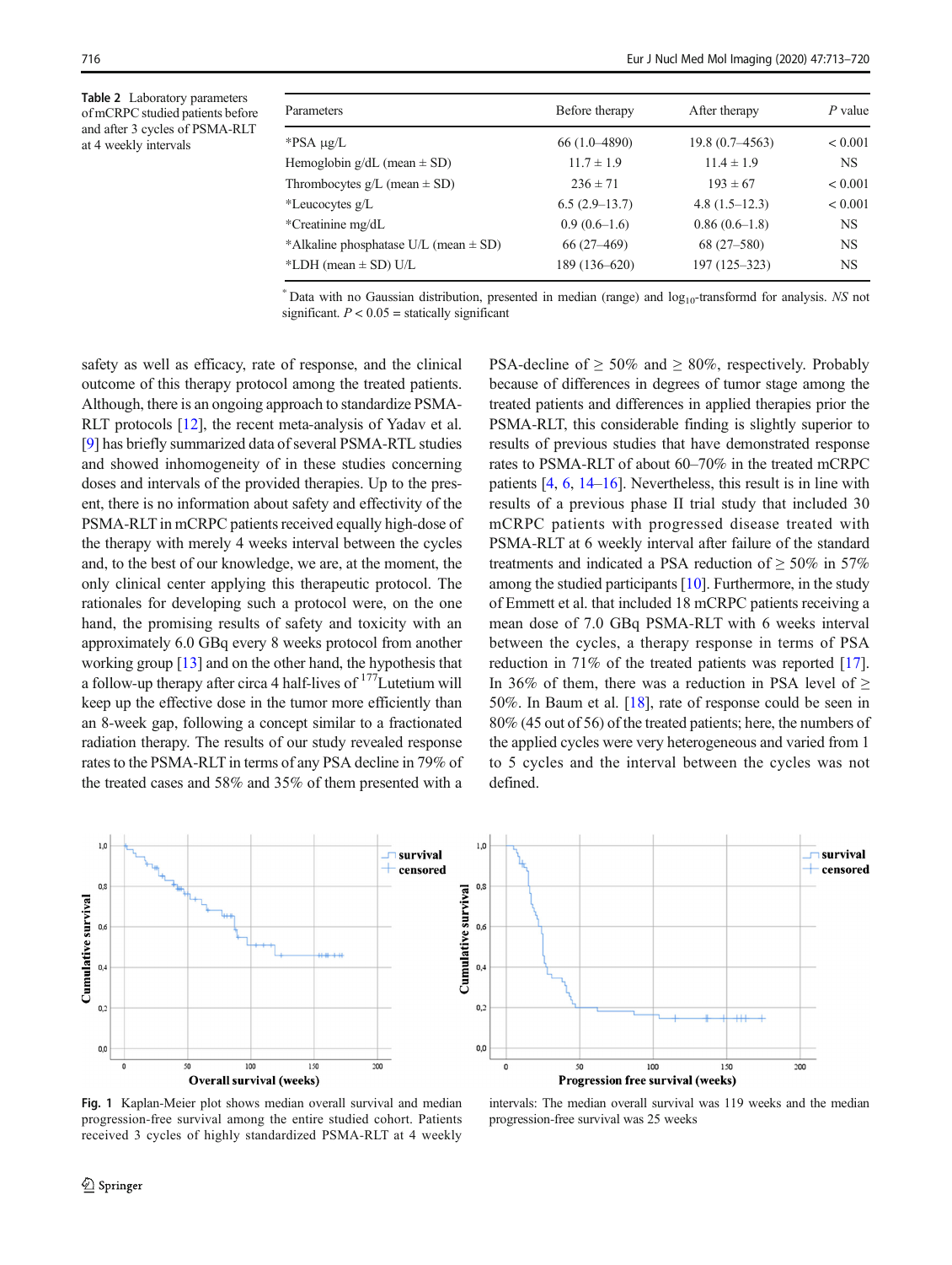**Table 2** Laboratory parameters of mCRPC studied patients before and after 3 cycles of PSMA-RLT at 4 weekly intervals

| Parameters | Before therapy | After therapy | *P* value |
|---|---|---|---|
| *PSA μg/L | 66 (1.0–4890) | 19.8 (0.7–4563) | < 0.001 |
| Hemoglobin g/dL (mean ± SD) | 11.7 ± 1.9 | 11.4 ± 1.9 | NS |
| Thrombocytes g/L (mean ± SD) | 236 ± 71 | 193 ± 67 | < 0.001 |
| *Leucocytes g/L | 6.5 (2.9–13.7) | 4.8 (1.5–12.3) | < 0.001 |
| *Creatinine mg/dL | 0.9 (0.6–1.6) | 0.86 (0.6–1.8) | NS |
| *Alkaline phosphatase U/L (mean ± SD) | 66 (27–469) | 68 (27–580) | NS |
| *LDH (mean ± SD) U/L | 189 (136–620) | 197 (125–323) | NS |

[*] Data with no Gaussian distribution, presented in median (range) and $\log_{10}$-transformd for analysis. *NS* not significant. $P < 0.05$ = statically significant

safety as well as efficacy, rate of response, and the clinical outcome of this therapy protocol among the treated patients. Although, there is an ongoing approach to standardize PSMA-RLT protocols [12], the recent meta-analysis of Yadav et al. [9] has briefly summarized data of several PSMA-RTL studies and showed inhomogeneity of in these studies concerning doses and intervals of the provided therapies. Up to the present, there is no information about safety and effectivity of the PSMA-RLT in mCRPC patients received equally high-dose of the therapy with merely 4 weeks interval between the cycles and, to the best of our knowledge, we are, at the moment, the only clinical center applying this therapeutic protocol. The rationales for developing such a protocol were, on the one hand, the promising results of safety and toxicity with an approximately 6.0 GBq every 8 weeks protocol from another working group [13] and on the other hand, the hypothesis that a follow-up therapy after circa 4 half-lives of $^{177}$Lutetium will keep up the effective dose in the tumor more efficiently than an 8-week gap, following a concept similar to a fractionated radiation therapy. The results of our study revealed response rates to the PSMA-RLT in terms of any PSA decline in 79% of the treated cases and 58% and 35% of them presented with a PSA-decline of ≥ 50% and ≥ 80%, respectively. Probably because of differences in degrees of tumor stage among the treated patients and differences in applied therapies prior the PSMA-RLT, this considerable finding is slightly superior to results of previous studies that have demonstrated response rates to PSMA-RLT of about 60–70% in the treated mCRPC patients [4, 6, 14–16]. Nevertheless, this result is in line with results of a previous phase II trial study that included 30 mCRPC patients with progressed disease treated with PSMA-RLT at 6 weekly interval after failure of the standard treatments and indicated a PSA reduction of ≥ 50% in 57% among the studied participants [10]. Furthermore, in the study of Emmett et al. that included 18 mCRPC patients receiving a mean dose of 7.0 GBq PSMA-RLT with 6 weeks interval between the cycles, a therapy response in terms of PSA reduction in 71% of the treated patients was reported [17]. In 36% of them, there was a reduction in PSA level of ≥ 50%. In Baum et al. [18], rate of response could be seen in 80% (45 out of 56) of the treated patients; here, the numbers of the applied cycles were very heterogeneous and varied from 1 to 5 cycles and the interval between the cycles was not defined.

**Fig. 1** Kaplan-Meier plot shows median overall survival and median progression-free survival among the entire studied cohort. Patients received 3 cycles of highly standardized PSMA-RLT at 4 weekly intervals: The median overall survival was 119 weeks and the median progression-free survival was 25 weeks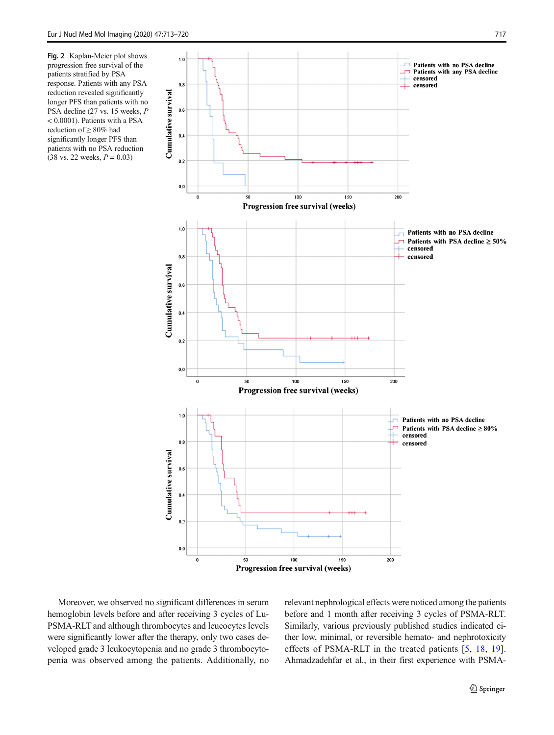**Fig. 2** Kaplan-Meier plot shows progression free survival of the patients stratified by PSA response. Patients with any PSA reduction revealed significantly longer PFS than patients with no PSA decline (27 vs. 15 weeks, $P < 0.0001$). Patients with a PSA reduction of ≥ 80% had significantly longer PFS than patients with no PSA reduction (38 vs. 22 weeks, $P = 0.03$)

Moreover, we observed no significant differences in serum hemoglobin levels before and after receiving 3 cycles of Lu-PSMA-RLT and although thrombocytes and leucocytes levels were significantly lower after the therapy, only two cases developed grade 3 leukocytopenia and no grade 3 thrombocytopenia was observed among the patients. Additionally, no relevant nephrological effects were noticed among the patients before and 1 month after receiving 3 cycles of PSMA-RLT. Similarly, various previously published studies indicated either low, minimal, or reversible hemato- and nephrotoxicity effects of PSMA-RLT in the treated patients [5, 18, 19]. Ahmadzadehfar et al., in their first experience with PSMA-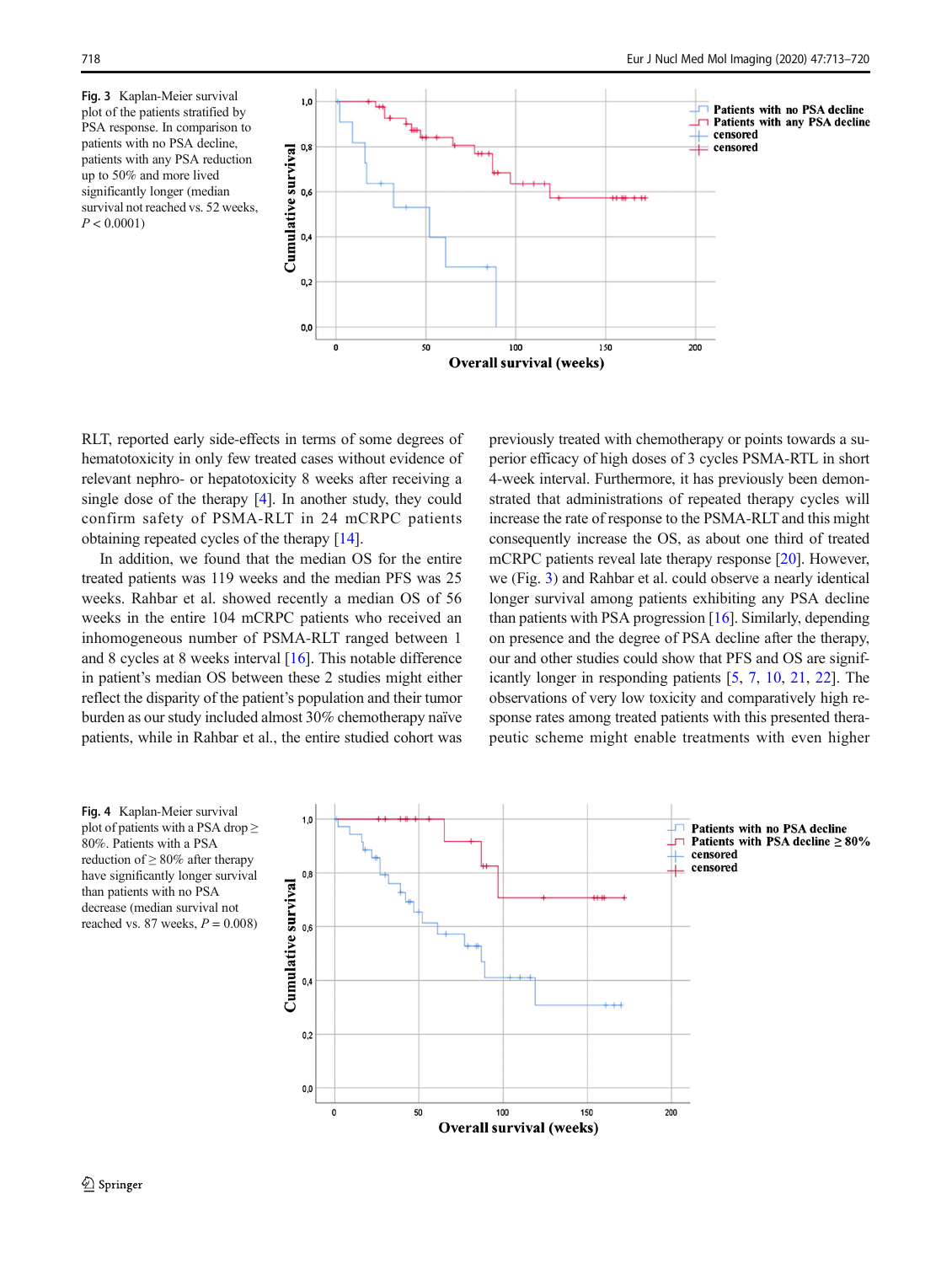Fig. 3 Kaplan-Meier survival plot of the patients stratified by PSA response. In comparison to patients with no PSA decline, patients with any PSA reduction up to 50% and more lived significantly longer (median survival not reached vs. 52 weeks, $P < 0.0001$)

RLT, reported early side-effects in terms of some degrees of hematotoxicity in only few treated cases without evidence of relevant nephro- or hepatotoxicity 8 weeks after receiving a single dose of the therapy [4]. In another study, they could confirm safety of PSMA-RLT in 24 mCRPC patients obtaining repeated cycles of the therapy [14].

In addition, we found that the median OS for the entire treated patients was 119 weeks and the median PFS was 25 weeks. Rahbar et al. showed recently a median OS of 56 weeks in the entire 104 mCRPC patients who received an inhomogeneous number of PSMA-RLT ranged between 1 and 8 cycles at 8 weeks interval [16]. This notable difference in patient's median OS between these 2 studies might either reflect the disparity of the patient's population and their tumor burden as our study included almost 30% chemotherapy naïve patients, while in Rahbar et al., the entire studied cohort was previously treated with chemotherapy or points towards a superior efficacy of high doses of 3 cycles PSMA-RTL in short 4-week interval. Furthermore, it has previously been demonstrated that administrations of repeated therapy cycles will increase the rate of response to the PSMA-RLT and this might consequently increase the OS, as about one third of treated mCRPC patients reveal late therapy response [20]. However, we (Fig. 3) and Rahbar et al. could observe a nearly identical longer survival among patients exhibiting any PSA decline than patients with PSA progression [16]. Similarly, depending on presence and the degree of PSA decline after the therapy, our and other studies could show that PFS and OS are significantly longer in responding patients [5, 7, 10, 21, 22]. The observations of very low toxicity and comparatively high response rates among treated patients with this presented therapeutic scheme might enable treatments with even higher

Fig. 4 Kaplan-Meier survival plot of patients with a PSA drop ≥ 80%. Patients with a PSA reduction of ≥ 80% after therapy have significantly longer survival than patients with no PSA decrease (median survival not reached vs. 87 weeks, $P = 0.008$)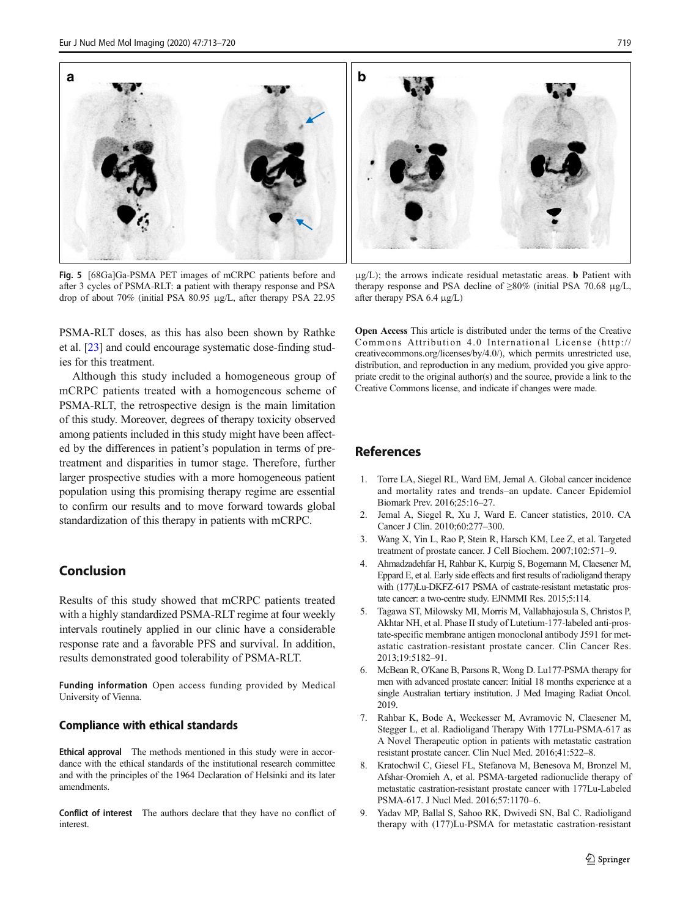Fig. 5 [68Ga]Ga-PSMA PET images of mCRPC patients before and after 3 cycles of PSMA-RLT: **a** patient with therapy response and PSA drop of about 70% (initial PSA 80.95 μg/L, after therapy PSA 22.95 μg/L); the arrows indicate residual metastatic areas. **b** Patient with therapy response and PSA decline of ≥80% (initial PSA 70.68 μg/L, after therapy PSA 6.4 μg/L)

PSMA-RLT doses, as this has also been shown by Rathke et al. [23] and could encourage systematic dose-finding studies for this treatment.

Although this study included a homogeneous group of mCRPC patients treated with a homogeneous scheme of PSMA-RLT, the retrospective design is the main limitation of this study. Moreover, degrees of therapy toxicity observed among patients included in this study might have been affected by the differences in patient's population in terms of pre-treatment and disparities in tumor stage. Therefore, further larger prospective studies with a more homogeneous patient population using this promising therapy regime are essential to confirm our results and to move forward towards global standardization of this therapy in patients with mCRPC.

## Conclusion

Results of this study showed that mCRPC patients treated with a highly standardized PSMA-RLT regime at four weekly intervals routinely applied in our clinic have a considerable response rate and a favorable PFS and survival. In addition, results demonstrated good tolerability of PSMA-RLT.

**Funding information** Open access funding provided by Medical University of Vienna.

### Compliance with ethical standards

**Ethical approval** The methods mentioned in this study were in accordance with the ethical standards of the institutional research committee and with the principles of the 1964 Declaration of Helsinki and its later amendments.

**Conflict of interest** The authors declare that they have no conflict of interest.

**Open Access** This article is distributed under the terms of the Creative Commons Attribution 4.0 International License (http://creativecommons.org/licenses/by/4.0/), which permits unrestricted use, distribution, and reproduction in any medium, provided you give appropriate credit to the original author(s) and the source, provide a link to the Creative Commons license, and indicate if changes were made.

## References

1. Torre LA, Siegel RL, Ward EM, Jemal A. Global cancer incidence and mortality rates and trends–an update. Cancer Epidemiol Biomark Prev. 2016;25:16–27.
2. Jemal A, Siegel R, Xu J, Ward E. Cancer statistics, 2010. CA Cancer J Clin. 2010;60:277–300.
3. Wang X, Yin L, Rao P, Stein R, Harsch KM, Lee Z, et al. Targeted treatment of prostate cancer. J Cell Biochem. 2007;102:571–9.
4. Ahmadzadehfar H, Rahbar K, Kurpig S, Bogemann M, Claesener M, Eppard E, et al. Early side effects and first results of radioligand therapy with (177)Lu-DKFZ-617 PSMA of castrate-resistant metastatic prostate cancer: a two-centre study. EJNMMI Res. 2015;5:114.
5. Tagawa ST, Milowsky MI, Morris M, Vallabhajosula S, Christos P, Akhtar NH, et al. Phase II study of Lutetium-177-labeled anti-prostate-specific membrane antigen monoclonal antibody J591 for metastatic castration-resistant prostate cancer. Clin Cancer Res. 2013;19:5182–91.
6. McBean R, O'Kane B, Parsons R, Wong D. Lu177-PSMA therapy for men with advanced prostate cancer: Initial 18 months experience at a single Australian tertiary institution. J Med Imaging Radiat Oncol. 2019.
7. Rahbar K, Bode A, Weckesser M, Avramovic N, Claesener M, Stegger L, et al. Radioligand Therapy With 177Lu-PSMA-617 as A Novel Therapeutic option in patients with metastatic castration resistant prostate cancer. Clin Nucl Med. 2016;41:522–8.
8. Kratochwil C, Giesel FL, Stefanova M, Benesova M, Bronzel M, Afshar-Oromieh A, et al. PSMA-targeted radionuclide therapy of metastatic castration-resistant prostate cancer with 177Lu-Labeled PSMA-617. J Nucl Med. 2016;57:1170–6.
9. Yadav MP, Ballal S, Sahoo RK, Dwivedi SN, Bal C. Radioligand therapy with (177)Lu-PSMA for metastatic castration-resistant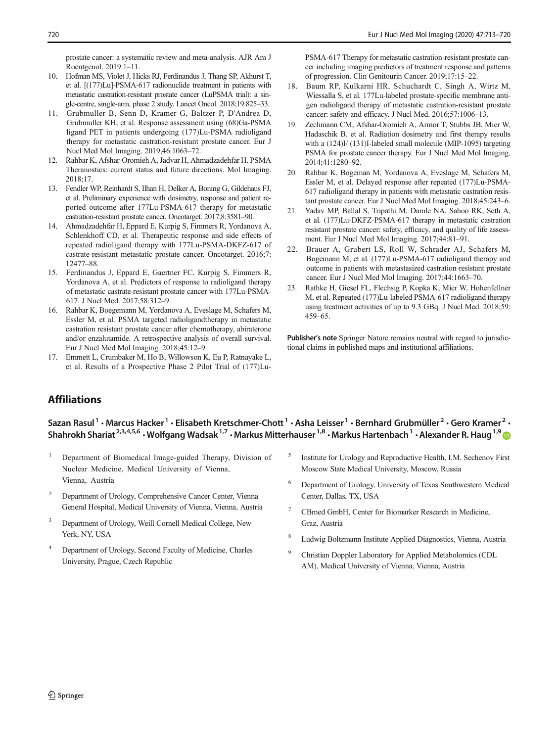prostate cancer: a systematic review and meta-analysis. AJR Am J Roentgenol. 2019:1–11.

10. Hofman MS, Violet J, Hicks RJ, Ferdinandus J, Thang SP, Akhurst T, et al. [(177)Lu]-PSMA-617 radionuclide treatment in patients with metastatic castration-resistant prostate cancer (LuPSMA trial): a single-centre, single-arm, phase 2 study. Lancet Oncol. 2018;19:825–33.
11. Grubmuller B, Senn D, Kramer G, Baltzer P, D'Andrea D, Grubmuller KH, et al. Response assessment using (68)Ga-PSMA ligand PET in patients undergoing (177)Lu-PSMA radioligand therapy for metastatic castration-resistant prostate cancer. Eur J Nucl Med Mol Imaging. 2019;46:1063–72.
12. Rahbar K, Afshar-Oromieh A, Jadvar H, Ahmadzadehfar H. PSMA Theranostics: current status and future directions. Mol Imaging. 2018;17.
13. Fendler WP, Reinhardt S, Ilhan H, Delker A, Boning G, Gildehaus FJ, et al. Preliminary experience with dosimetry, response and patient reported outcome after 177Lu-PSMA-617 therapy for metastatic castration-resistant prostate cancer. Oncotarget. 2017;8:3581–90.
14. Ahmadzadehfar H, Eppard E, Kurpig S, Fimmers R, Yordanova A, Schlenkhoff CD, et al. Therapeutic response and side effects of repeated radioligand therapy with 177Lu-PSMA-DKFZ-617 of castrate-resistant metastatic prostate cancer. Oncotarget. 2016;7: 12477–88.
15. Ferdinandus J, Eppard E, Gaertner FC, Kurpig S, Fimmers R, Yordanova A, et al. Predictors of response to radioligand therapy of metastatic castrate-resistant prostate cancer with 177Lu-PSMA-617. J Nucl Med. 2017;58:312–9.
16. Rahbar K, Boegemann M, Yordanova A, Eveslage M, Schafers M, Essler M, et al. PSMA targeted radioligandtherapy in metastatic castration resistant prostate cancer after chemotherapy, abiraterone and/or enzalutamide. A retrospective analysis of overall survival. Eur J Nucl Med Mol Imaging. 2018;45:12–9.
17. Emmett L, Crumbaker M, Ho B, Willowson K, Eu P, Ratnayake L, et al. Results of a Prospective Phase 2 Pilot Trial of (177)Lu-PSMA-617 Therapy for metastatic castration-resistant prostate cancer including imaging predictors of treatment response and patterns of progression. Clin Genitourin Cancer. 2019;17:15–22.
18. Baum RP, Kulkarni HR, Schuchardt C, Singh A, Wirtz M, Wiessalla S, et al. 177Lu-labeled prostate-specific membrane antigen radioligand therapy of metastatic castration-resistant prostate cancer: safety and efficacy. J Nucl Med. 2016;57:1006–13.
19. Zechmann CM, Afshar-Oromieh A, Armor T, Stubbs JB, Mier W, Hadaschik B, et al. Radiation dosimetry and first therapy results with a (124)I/ (131)I-labeled small molecule (MIP-1095) targeting PSMA for prostate cancer therapy. Eur J Nucl Med Mol Imaging. 2014;41:1280–92.
20. Rahbar K, Bogeman M, Yordanova A, Eveslage M, Schafers M, Essler M, et al. Delayed response after repeated (177)Lu-PSMA-617 radioligand therapy in patients with metastatic castration resistant prostate cancer. Eur J Nucl Med Mol Imaging. 2018;45:243–6.
21. Yadav MP, Ballal S, Tripathi M, Damle NA, Sahoo RK, Seth A, et al. (177)Lu-DKFZ-PSMA-617 therapy in metastatic castration resistant prostate cancer: safety, efficacy, and quality of life assessment. Eur J Nucl Med Mol Imaging. 2017;44:81–91.
22. Brauer A, Grubert LS, Roll W, Schrader AJ, Schafers M, Bogemann M, et al. (177)Lu-PSMA-617 radioligand therapy and outcome in patients with metastasized castration-resistant prostate cancer. Eur J Nucl Med Mol Imaging. 2017;44:1663–70.
23. Rathke H, Giesel FL, Flechsig P, Kopka K, Mier W, Hohenfellner M, et al. Repeated (177)Lu-labeled PSMA-617 radioligand therapy using treatment activities of up to 9.3 GBq. J Nucl Med. 2018;59: 459–65.

**Publisher's note** Springer Nature remains neutral with regard to jurisdictional claims in published maps and institutional affiliations.

## Affiliations

**Sazan Rasul[1] · Marcus Hacker[1] · Elisabeth Kretschmer-Chott[1] · Asha Leisser[1] · Bernhard Grubmüller[2] · Gero Kramer[2] · Shahrokh Shariat[2,3,4,5,6] · Wolfgang Wadsak[1,7] · Markus Mitterhauser[1,8] · Markus Hartenbach[1] · Alexander R. Haug[1,9]**

1. Department of Biomedical Image-guided Therapy, Division of Nuclear Medicine, Medical University of Vienna, Vienna, Austria
2. Department of Urology, Comprehensive Cancer Center, Vienna General Hospital, Medical University of Vienna, Vienna, Austria
3. Department of Urology, Weill Cornell Medical College, New York, NY, USA
4. Department of Urology, Second Faculty of Medicine, Charles University, Prague, Czech Republic
5. Institute for Urology and Reproductive Health, I.M. Sechenov First Moscow State Medical University, Moscow, Russia
6. Department of Urology, University of Texas Southwestern Medical Center, Dallas, TX, USA
7. CBmed GmbH, Center for Biomarker Research in Medicine, Graz, Austria
8. Ludwig Boltzmann Institute Applied Diagnostics, Vienna, Austria
9. Christian Doppler Laboratory for Applied Metabolomics (CDL AM), Medical University of Vienna, Vienna, Austria